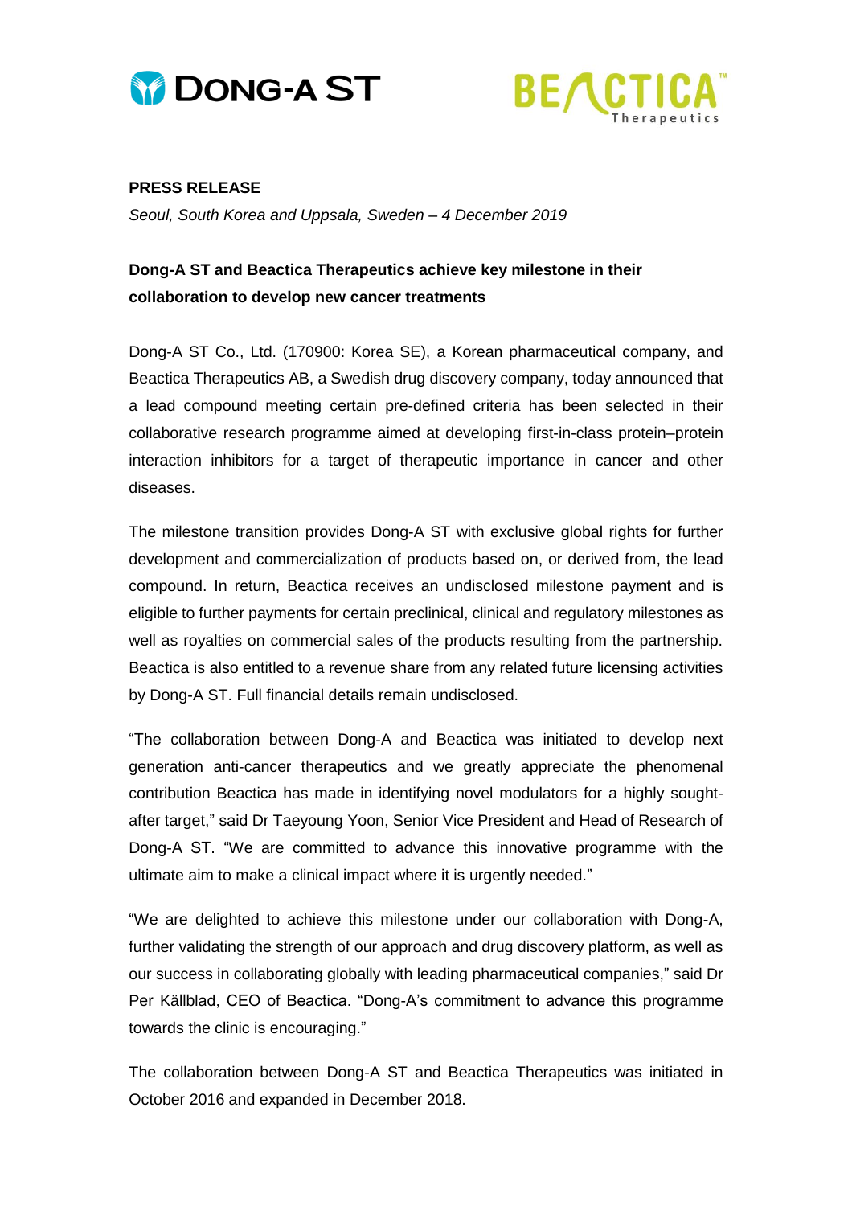DONG-A ST

BEACTICA Therapeutics

**PRESS RELEASE**

*Seoul, South Korea and Uppsala, Sweden – 4 December 2019*

## Dong-A ST and Beactica Therapeutics achieve key milestone in their collaboration to develop new cancer treatments

Dong-A ST Co., Ltd. (170900: Korea SE), a Korean pharmaceutical company, and Beactica Therapeutics AB, a Swedish drug discovery company, today announced that a lead compound meeting certain pre-defined criteria has been selected in their collaborative research programme aimed at developing first-in-class protein–protein interaction inhibitors for a target of therapeutic importance in cancer and other diseases.

The milestone transition provides Dong-A ST with exclusive global rights for further development and commercialization of products based on, or derived from, the lead compound. In return, Beactica receives an undisclosed milestone payment and is eligible to further payments for certain preclinical, clinical and regulatory milestones as well as royalties on commercial sales of the products resulting from the partnership. Beactica is also entitled to a revenue share from any related future licensing activities by Dong-A ST. Full financial details remain undisclosed.

"The collaboration between Dong-A and Beactica was initiated to develop next generation anti-cancer therapeutics and we greatly appreciate the phenomenal contribution Beactica has made in identifying novel modulators for a highly sought-after target," said Dr Taeyoung Yoon, Senior Vice President and Head of Research of Dong-A ST. "We are committed to advance this innovative programme with the ultimate aim to make a clinical impact where it is urgently needed."

"We are delighted to achieve this milestone under our collaboration with Dong-A, further validating the strength of our approach and drug discovery platform, as well as our success in collaborating globally with leading pharmaceutical companies," said Dr Per Källblad, CEO of Beactica. "Dong-A's commitment to advance this programme towards the clinic is encouraging."

The collaboration between Dong-A ST and Beactica Therapeutics was initiated in October 2016 and expanded in December 2018.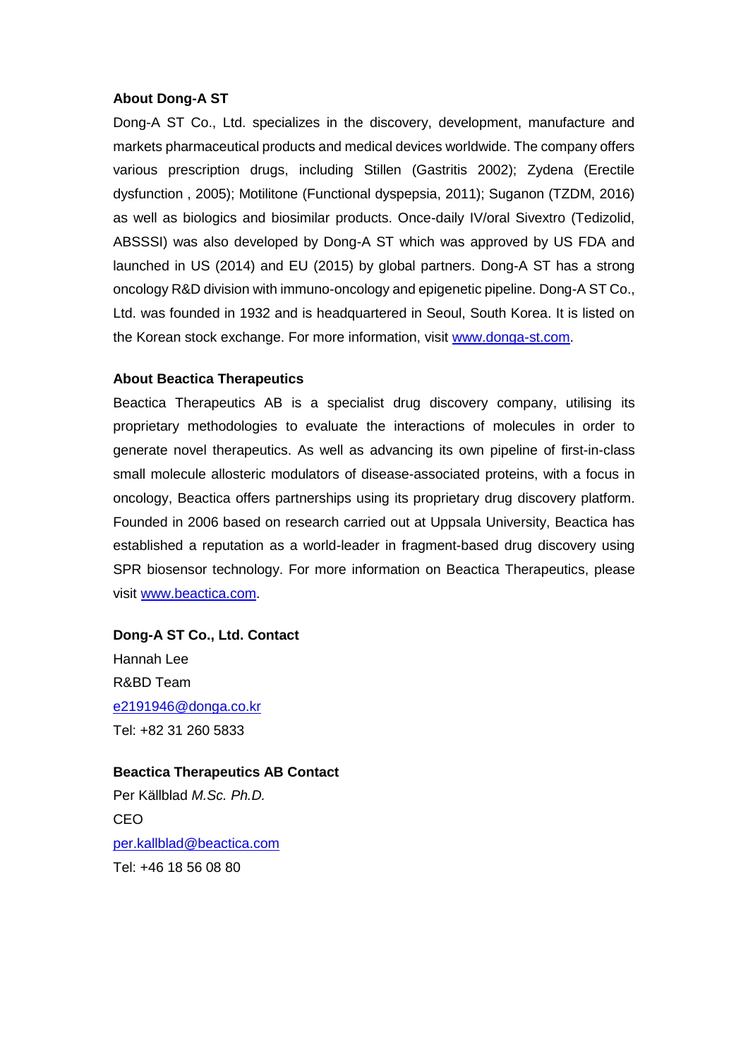**About Dong-A ST**

Dong-A ST Co., Ltd. specializes in the discovery, development, manufacture and markets pharmaceutical products and medical devices worldwide. The company offers various prescription drugs, including Stillen (Gastritis 2002); Zydena (Erectile dysfunction , 2005); Motilitone (Functional dyspepsia, 2011); Suganon (TZDM, 2016) as well as biologics and biosimilar products. Once-daily IV/oral Sivextro (Tedizolid, ABSSSI) was also developed by Dong-A ST which was approved by US FDA and launched in US (2014) and EU (2015) by global partners. Dong-A ST has a strong oncology R&D division with immuno-oncology and epigenetic pipeline. Dong-A ST Co., Ltd. was founded in 1932 and is headquartered in Seoul, South Korea. It is listed on the Korean stock exchange. For more information, visit [www.donga-st.com](http://www.donga-st.com).

**About Beactica Therapeutics**

Beactica Therapeutics AB is a specialist drug discovery company, utilising its proprietary methodologies to evaluate the interactions of molecules in order to generate novel therapeutics. As well as advancing its own pipeline of first-in-class small molecule allosteric modulators of disease-associated proteins, with a focus in oncology, Beactica offers partnerships using its proprietary drug discovery platform. Founded in 2006 based on research carried out at Uppsala University, Beactica has established a reputation as a world-leader in fragment-based drug discovery using SPR biosensor technology. For more information on Beactica Therapeutics, please visit [www.beactica.com](http://www.beactica.com).

**Dong-A ST Co., Ltd. Contact**

Hannah Lee
R&BD Team
[e2191946@donga.co.kr](mailto:e2191946@donga.co.kr)
Tel: +82 31 260 5833

**Beactica Therapeutics AB Contact**

Per Källblad *M.Sc. Ph.D.*
CEO
[per.kallblad@beactica.com](mailto:per.kallblad@beactica.com)
Tel: +46 18 56 08 80